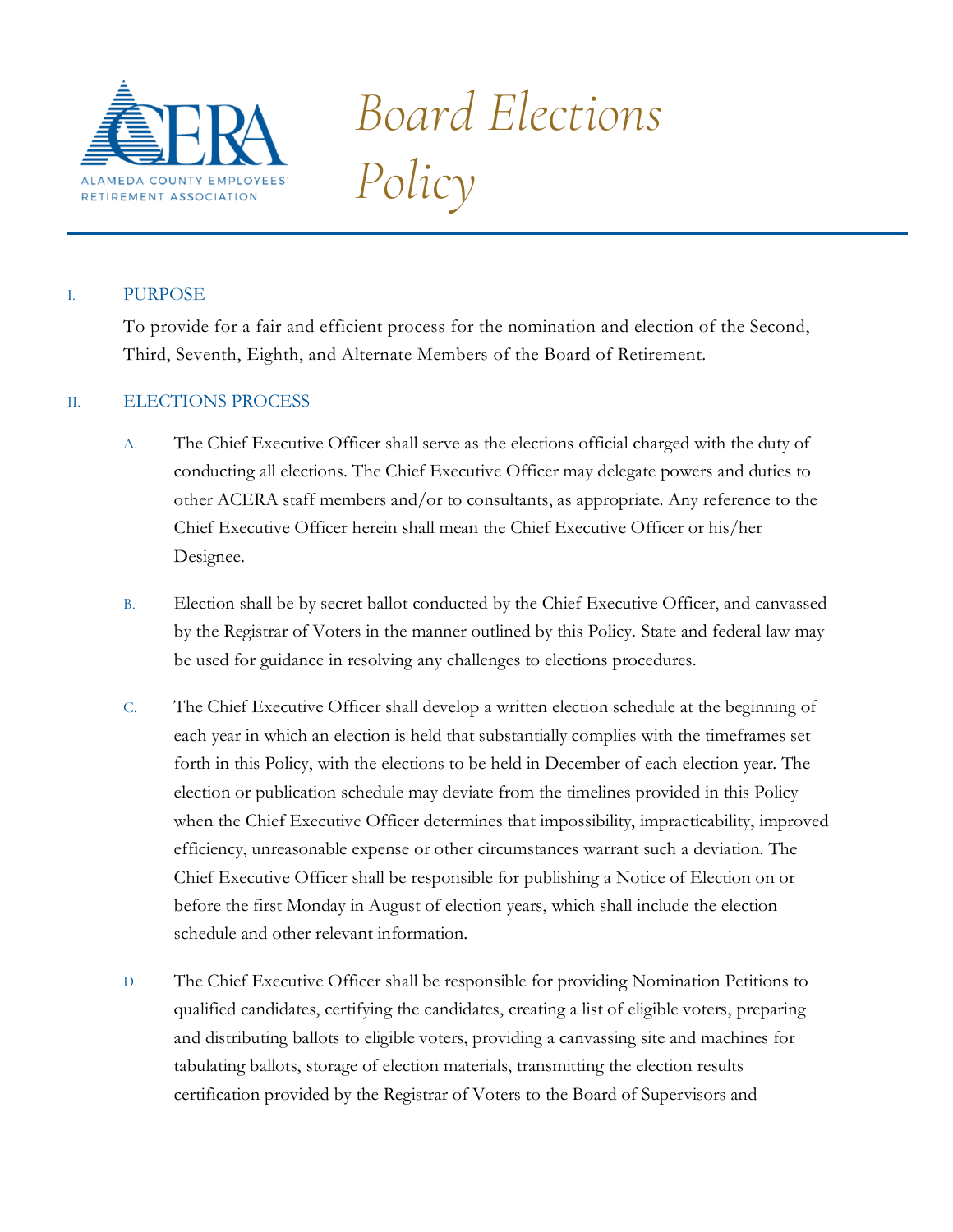# Board Elections Policy

## I. PURPOSE

To provide for a fair and efficient process for the nomination and election of the Second, Third, Seventh, Eighth, and Alternate Members of the Board of Retirement.

## II. ELECTIONS PROCESS

A. The Chief Executive Officer shall serve as the elections official charged with the duty of conducting all elections. The Chief Executive Officer may delegate powers and duties to other ACERA staff members and/or to consultants, as appropriate. Any reference to the Chief Executive Officer herein shall mean the Chief Executive Officer or his/her Designee.

B. Election shall be by secret ballot conducted by the Chief Executive Officer, and canvassed by the Registrar of Voters in the manner outlined by this Policy. State and federal law may be used for guidance in resolving any challenges to elections procedures.

C. The Chief Executive Officer shall develop a written election schedule at the beginning of each year in which an election is held that substantially complies with the timeframes set forth in this Policy, with the elections to be held in December of each election year. The election or publication schedule may deviate from the timelines provided in this Policy when the Chief Executive Officer determines that impossibility, impracticability, improved efficiency, unreasonable expense or other circumstances warrant such a deviation. The Chief Executive Officer shall be responsible for publishing a Notice of Election on or before the first Monday in August of election years, which shall include the election schedule and other relevant information.

D. The Chief Executive Officer shall be responsible for providing Nomination Petitions to qualified candidates, certifying the candidates, creating a list of eligible voters, preparing and distributing ballots to eligible voters, providing a canvassing site and machines for tabulating ballots, storage of election materials, transmitting the election results certification provided by the Registrar of Voters to the Board of Supervisors and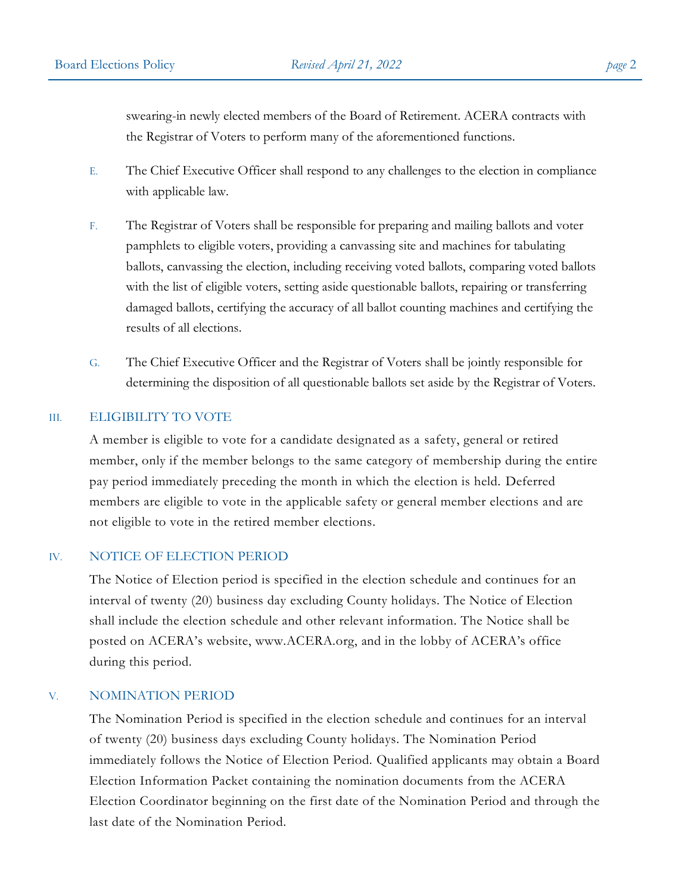swearing-in newly elected members of the Board of Retirement. ACERA contracts with the Registrar of Voters to perform many of the aforementioned functions.

E. The Chief Executive Officer shall respond to any challenges to the election in compliance with applicable law.

F. The Registrar of Voters shall be responsible for preparing and mailing ballots and voter pamphlets to eligible voters, providing a canvassing site and machines for tabulating ballots, canvassing the election, including receiving voted ballots, comparing voted ballots with the list of eligible voters, setting aside questionable ballots, repairing or transferring damaged ballots, certifying the accuracy of all ballot counting machines and certifying the results of all elections.

G. The Chief Executive Officer and the Registrar of Voters shall be jointly responsible for determining the disposition of all questionable ballots set aside by the Registrar of Voters.

## III. ELIGIBILITY TO VOTE

A member is eligible to vote for a candidate designated as a safety, general or retired member, only if the member belongs to the same category of membership during the entire pay period immediately preceding the month in which the election is held. Deferred members are eligible to vote in the applicable safety or general member elections and are not eligible to vote in the retired member elections.

## IV. NOTICE OF ELECTION PERIOD

The Notice of Election period is specified in the election schedule and continues for an interval of twenty (20) business day excluding County holidays. The Notice of Election shall include the election schedule and other relevant information. The Notice shall be posted on ACERA's website, www.ACERA.org, and in the lobby of ACERA's office during this period.

## V. NOMINATION PERIOD

The Nomination Period is specified in the election schedule and continues for an interval of twenty (20) business days excluding County holidays. The Nomination Period immediately follows the Notice of Election Period. Qualified applicants may obtain a Board Election Information Packet containing the nomination documents from the ACERA Election Coordinator beginning on the first date of the Nomination Period and through the last date of the Nomination Period.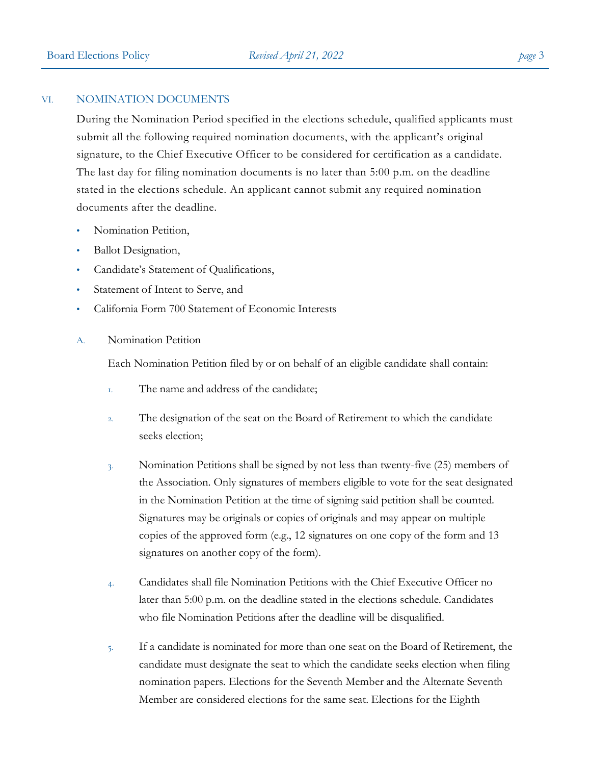## VI. NOMINATION DOCUMENTS

During the Nomination Period specified in the elections schedule, qualified applicants must submit all the following required nomination documents, with the applicant's original signature, to the Chief Executive Officer to be considered for certification as a candidate. The last day for filing nomination documents is no later than 5:00 p.m. on the deadline stated in the elections schedule. An applicant cannot submit any required nomination documents after the deadline.

- Nomination Petition,
- Ballot Designation,
- Candidate's Statement of Qualifications,
- Statement of Intent to Serve, and
- California Form 700 Statement of Economic Interests

### A. Nomination Petition

Each Nomination Petition filed by or on behalf of an eligible candidate shall contain:

1. The name and address of the candidate;
2. The designation of the seat on the Board of Retirement to which the candidate seeks election;
3. Nomination Petitions shall be signed by not less than twenty-five (25) members of the Association. Only signatures of members eligible to vote for the seat designated in the Nomination Petition at the time of signing said petition shall be counted. Signatures may be originals or copies of originals and may appear on multiple copies of the approved form (e.g., 12 signatures on one copy of the form and 13 signatures on another copy of the form).
4. Candidates shall file Nomination Petitions with the Chief Executive Officer no later than 5:00 p.m. on the deadline stated in the elections schedule. Candidates who file Nomination Petitions after the deadline will be disqualified.
5. If a candidate is nominated for more than one seat on the Board of Retirement, the candidate must designate the seat to which the candidate seeks election when filing nomination papers. Elections for the Seventh Member and the Alternate Seventh Member are considered elections for the same seat. Elections for the Eighth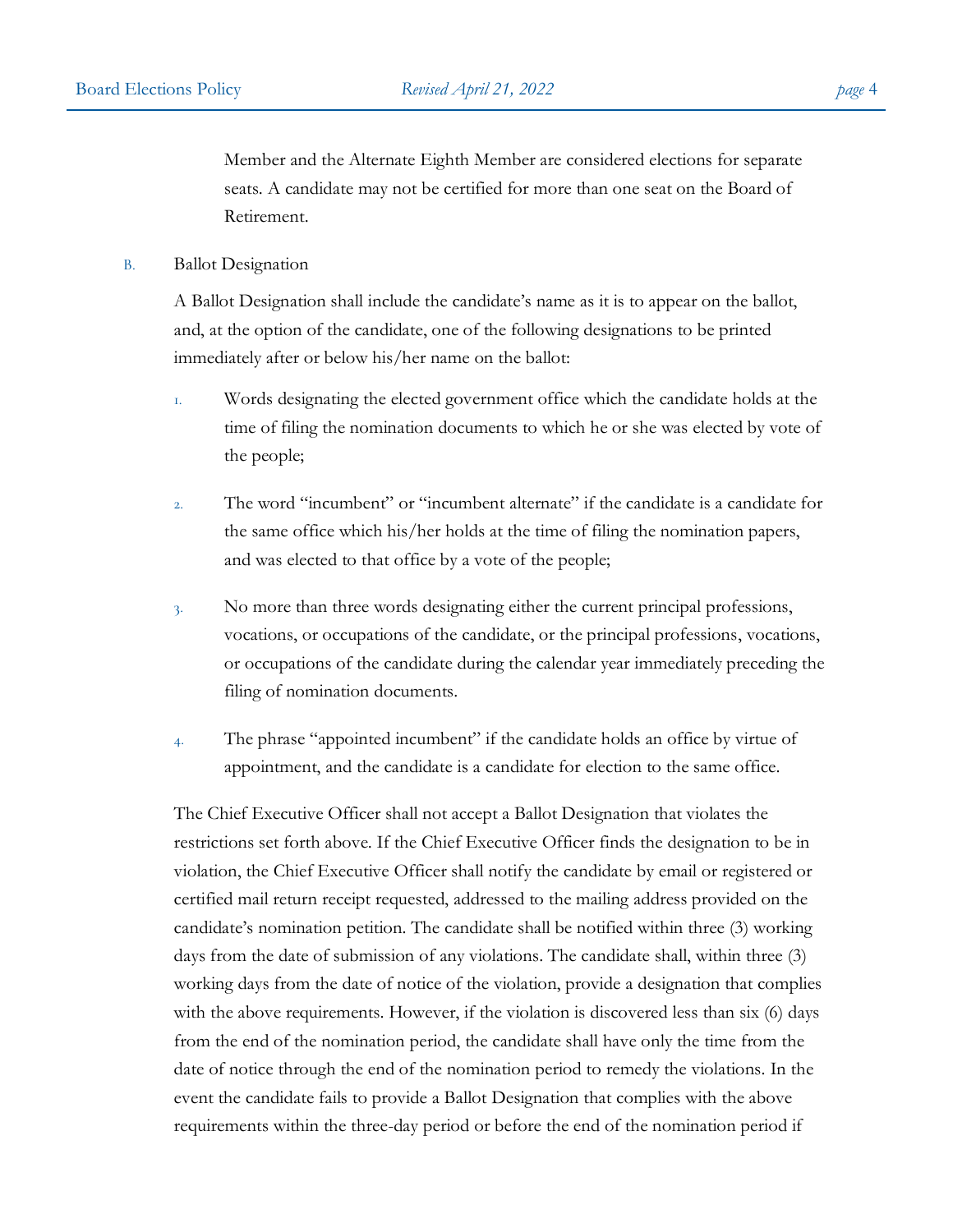Member and the Alternate Eighth Member are considered elections for separate seats. A candidate may not be certified for more than one seat on the Board of Retirement.

B. Ballot Designation

A Ballot Designation shall include the candidate's name as it is to appear on the ballot, and, at the option of the candidate, one of the following designations to be printed immediately after or below his/her name on the ballot:

1. Words designating the elected government office which the candidate holds at the time of filing the nomination documents to which he or she was elected by vote of the people;

2. The word "incumbent" or "incumbent alternate" if the candidate is a candidate for the same office which his/her holds at the time of filing the nomination papers, and was elected to that office by a vote of the people;

3. No more than three words designating either the current principal professions, vocations, or occupations of the candidate, or the principal professions, vocations, or occupations of the candidate during the calendar year immediately preceding the filing of nomination documents.

4. The phrase "appointed incumbent" if the candidate holds an office by virtue of appointment, and the candidate is a candidate for election to the same office.

The Chief Executive Officer shall not accept a Ballot Designation that violates the restrictions set forth above. If the Chief Executive Officer finds the designation to be in violation, the Chief Executive Officer shall notify the candidate by email or registered or certified mail return receipt requested, addressed to the mailing address provided on the candidate's nomination petition. The candidate shall be notified within three (3) working days from the date of submission of any violations. The candidate shall, within three (3) working days from the date of notice of the violation, provide a designation that complies with the above requirements. However, if the violation is discovered less than six (6) days from the end of the nomination period, the candidate shall have only the time from the date of notice through the end of the nomination period to remedy the violations. In the event the candidate fails to provide a Ballot Designation that complies with the above requirements within the three-day period or before the end of the nomination period if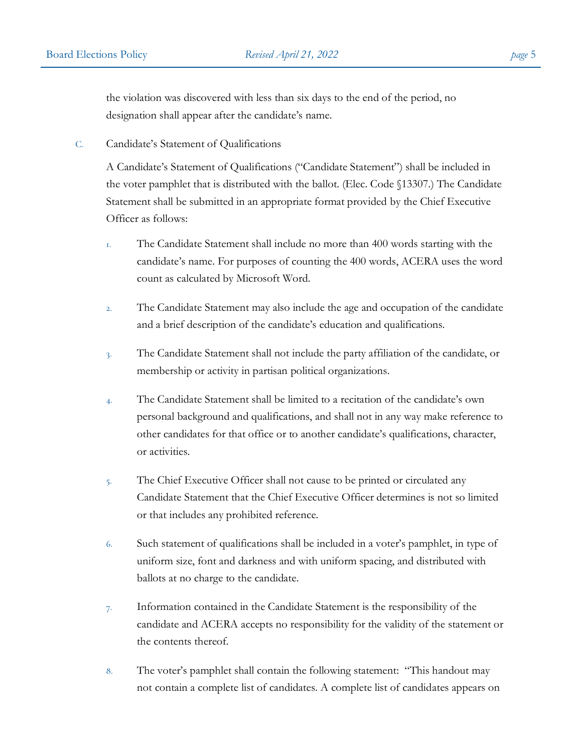the violation was discovered with less than six days to the end of the period, no designation shall appear after the candidate's name.

C. Candidate's Statement of Qualifications

A Candidate's Statement of Qualifications ("Candidate Statement") shall be included in the voter pamphlet that is distributed with the ballot. (Elec. Code §13307.) The Candidate Statement shall be submitted in an appropriate format provided by the Chief Executive Officer as follows:

1. The Candidate Statement shall include no more than 400 words starting with the candidate's name. For purposes of counting the 400 words, ACERA uses the word count as calculated by Microsoft Word.

2. The Candidate Statement may also include the age and occupation of the candidate and a brief description of the candidate's education and qualifications.

3. The Candidate Statement shall not include the party affiliation of the candidate, or membership or activity in partisan political organizations.

4. The Candidate Statement shall be limited to a recitation of the candidate's own personal background and qualifications, and shall not in any way make reference to other candidates for that office or to another candidate's qualifications, character, or activities.

5. The Chief Executive Officer shall not cause to be printed or circulated any Candidate Statement that the Chief Executive Officer determines is not so limited or that includes any prohibited reference.

6. Such statement of qualifications shall be included in a voter's pamphlet, in type of uniform size, font and darkness and with uniform spacing, and distributed with ballots at no charge to the candidate.

7. Information contained in the Candidate Statement is the responsibility of the candidate and ACERA accepts no responsibility for the validity of the statement or the contents thereof.

8. The voter's pamphlet shall contain the following statement: "This handout may not contain a complete list of candidates. A complete list of candidates appears on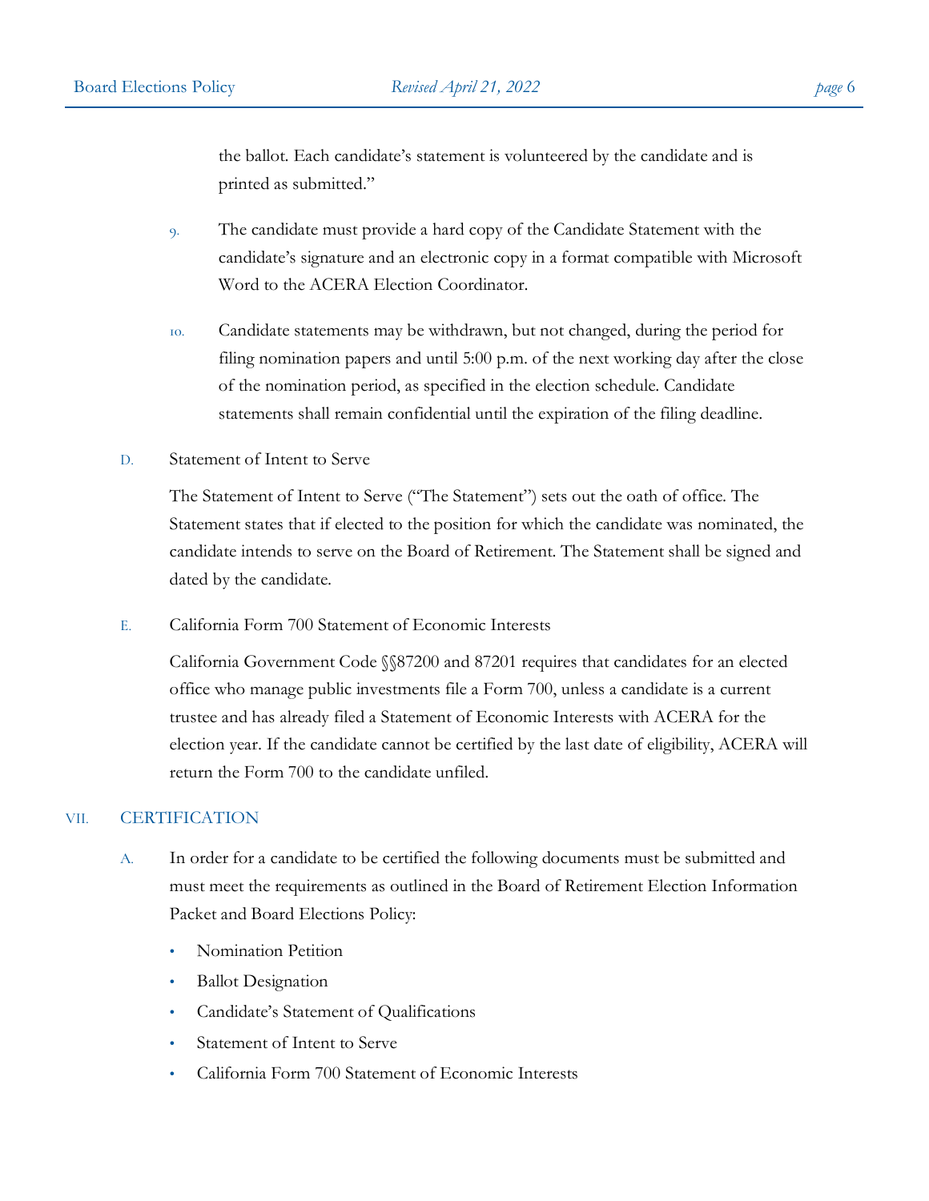the ballot. Each candidate's statement is volunteered by the candidate and is printed as submitted."

9. The candidate must provide a hard copy of the Candidate Statement with the candidate's signature and an electronic copy in a format compatible with Microsoft Word to the ACERA Election Coordinator.

10. Candidate statements may be withdrawn, but not changed, during the period for filing nomination papers and until 5:00 p.m. of the next working day after the close of the nomination period, as specified in the election schedule. Candidate statements shall remain confidential until the expiration of the filing deadline.

D. Statement of Intent to Serve

The Statement of Intent to Serve ("The Statement") sets out the oath of office. The Statement states that if elected to the position for which the candidate was nominated, the candidate intends to serve on the Board of Retirement. The Statement shall be signed and dated by the candidate.

E. California Form 700 Statement of Economic Interests

California Government Code §§87200 and 87201 requires that candidates for an elected office who manage public investments file a Form 700, unless a candidate is a current trustee and has already filed a Statement of Economic Interests with ACERA for the election year. If the candidate cannot be certified by the last date of eligibility, ACERA will return the Form 700 to the candidate unfiled.

## VII. CERTIFICATION

A. In order for a candidate to be certified the following documents must be submitted and must meet the requirements as outlined in the Board of Retirement Election Information Packet and Board Elections Policy:

- Nomination Petition
- Ballot Designation
- Candidate's Statement of Qualifications
- Statement of Intent to Serve
- California Form 700 Statement of Economic Interests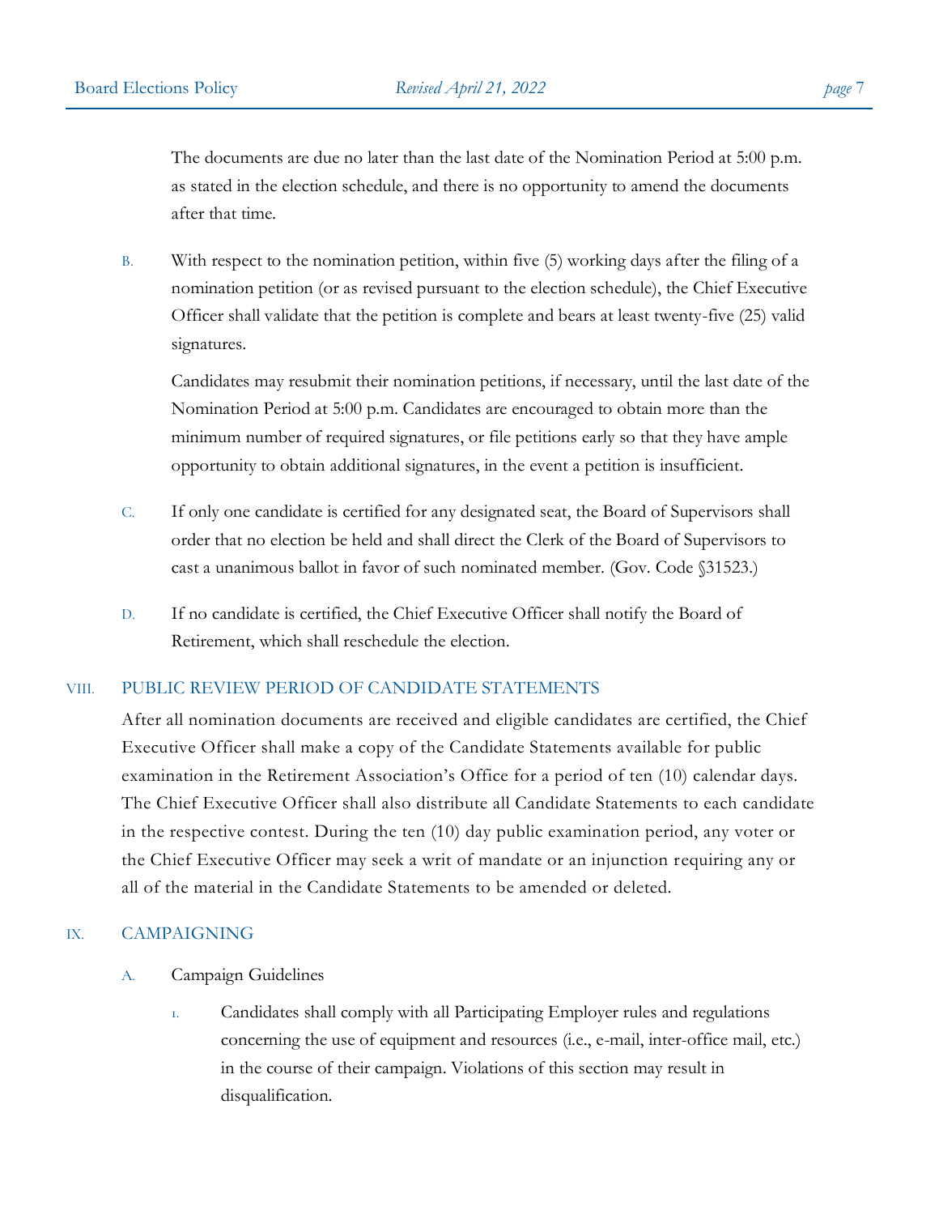The documents are due no later than the last date of the Nomination Period at 5:00 p.m. as stated in the election schedule, and there is no opportunity to amend the documents after that time.

B. With respect to the nomination petition, within five (5) working days after the filing of a nomination petition (or as revised pursuant to the election schedule), the Chief Executive Officer shall validate that the petition is complete and bears at least twenty-five (25) valid signatures.

   Candidates may resubmit their nomination petitions, if necessary, until the last date of the Nomination Period at 5:00 p.m. Candidates are encouraged to obtain more than the minimum number of required signatures, or file petitions early so that they have ample opportunity to obtain additional signatures, in the event a petition is insufficient.

C. If only one candidate is certified for any designated seat, the Board of Supervisors shall order that no election be held and shall direct the Clerk of the Board of Supervisors to cast a unanimous ballot in favor of such nominated member. (Gov. Code §31523.)

D. If no candidate is certified, the Chief Executive Officer shall notify the Board of Retirement, which shall reschedule the election.

## VIII. PUBLIC REVIEW PERIOD OF CANDIDATE STATEMENTS

After all nomination documents are received and eligible candidates are certified, the Chief Executive Officer shall make a copy of the Candidate Statements available for public examination in the Retirement Association's Office for a period of ten (10) calendar days. The Chief Executive Officer shall also distribute all Candidate Statements to each candidate in the respective contest. During the ten (10) day public examination period, any voter or the Chief Executive Officer may seek a writ of mandate or an injunction requiring any or all of the material in the Candidate Statements to be amended or deleted.

## IX. CAMPAIGNING

A. Campaign Guidelines

   1. Candidates shall comply with all Participating Employer rules and regulations concerning the use of equipment and resources (i.e., e-mail, inter-office mail, etc.) in the course of their campaign. Violations of this section may result in disqualification.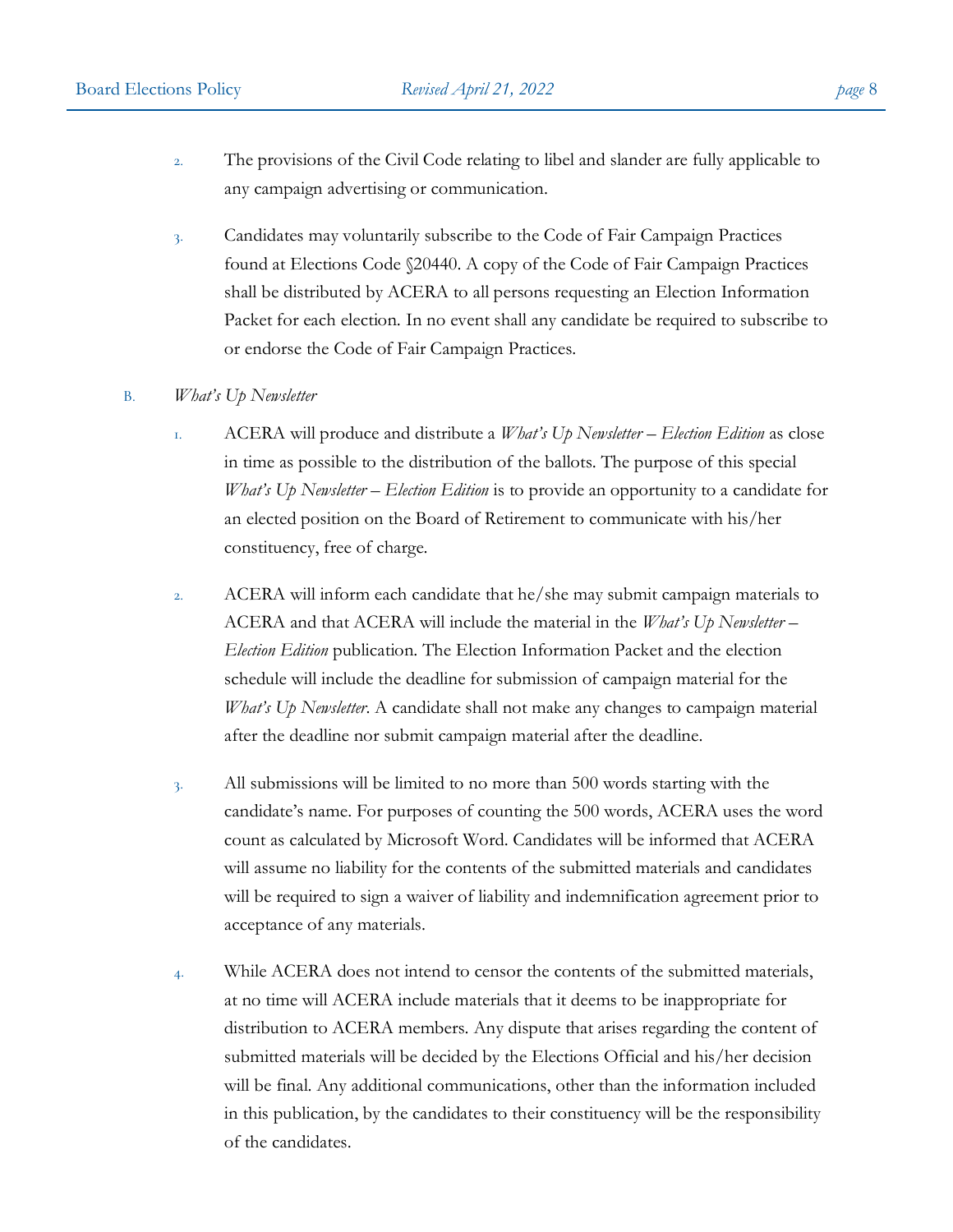2. The provisions of the Civil Code relating to libel and slander are fully applicable to any campaign advertising or communication.

3. Candidates may voluntarily subscribe to the Code of Fair Campaign Practices found at Elections Code §20440. A copy of the Code of Fair Campaign Practices shall be distributed by ACERA to all persons requesting an Election Information Packet for each election. In no event shall any candidate be required to subscribe to or endorse the Code of Fair Campaign Practices.

B. *What's Up Newsletter*

1. ACERA will produce and distribute a *What's Up Newsletter – Election Edition* as close in time as possible to the distribution of the ballots. The purpose of this special *What's Up Newsletter – Election Edition* is to provide an opportunity to a candidate for an elected position on the Board of Retirement to communicate with his/her constituency, free of charge.

2. ACERA will inform each candidate that he/she may submit campaign materials to ACERA and that ACERA will include the material in the *What's Up Newsletter – Election Edition* publication. The Election Information Packet and the election schedule will include the deadline for submission of campaign material for the *What's Up Newsletter*. A candidate shall not make any changes to campaign material after the deadline nor submit campaign material after the deadline.

3. All submissions will be limited to no more than 500 words starting with the candidate's name. For purposes of counting the 500 words, ACERA uses the word count as calculated by Microsoft Word. Candidates will be informed that ACERA will assume no liability for the contents of the submitted materials and candidates will be required to sign a waiver of liability and indemnification agreement prior to acceptance of any materials.

4. While ACERA does not intend to censor the contents of the submitted materials, at no time will ACERA include materials that it deems to be inappropriate for distribution to ACERA members. Any dispute that arises regarding the content of submitted materials will be decided by the Elections Official and his/her decision will be final. Any additional communications, other than the information included in this publication, by the candidates to their constituency will be the responsibility of the candidates.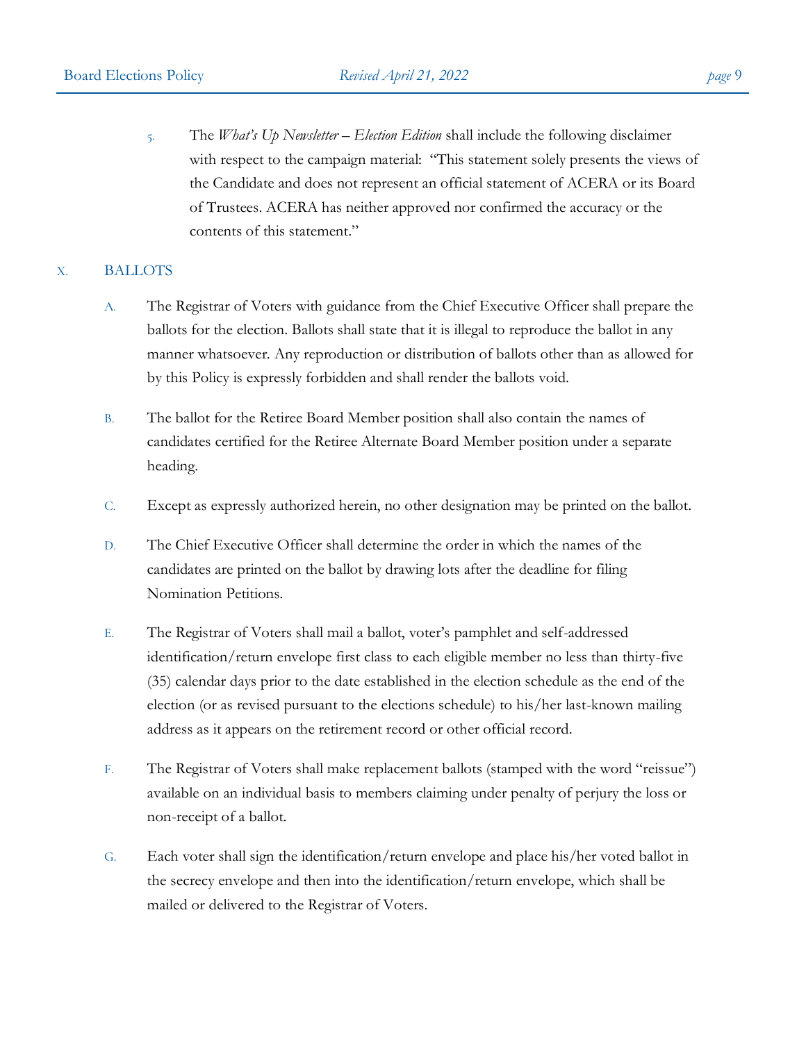5. The *What's Up Newsletter – Election Edition* shall include the following disclaimer with respect to the campaign material: "This statement solely presents the views of the Candidate and does not represent an official statement of ACERA or its Board of Trustees. ACERA has neither approved nor confirmed the accuracy or the contents of this statement."

## X. BALLOTS

A. The Registrar of Voters with guidance from the Chief Executive Officer shall prepare the ballots for the election. Ballots shall state that it is illegal to reproduce the ballot in any manner whatsoever. Any reproduction or distribution of ballots other than as allowed for by this Policy is expressly forbidden and shall render the ballots void.

B. The ballot for the Retiree Board Member position shall also contain the names of candidates certified for the Retiree Alternate Board Member position under a separate heading.

C. Except as expressly authorized herein, no other designation may be printed on the ballot.

D. The Chief Executive Officer shall determine the order in which the names of the candidates are printed on the ballot by drawing lots after the deadline for filing Nomination Petitions.

E. The Registrar of Voters shall mail a ballot, voter's pamphlet and self-addressed identification/return envelope first class to each eligible member no less than thirty-five (35) calendar days prior to the date established in the election schedule as the end of the election (or as revised pursuant to the elections schedule) to his/her last-known mailing address as it appears on the retirement record or other official record.

F. The Registrar of Voters shall make replacement ballots (stamped with the word "reissue") available on an individual basis to members claiming under penalty of perjury the loss or non-receipt of a ballot.

G. Each voter shall sign the identification/return envelope and place his/her voted ballot in the secrecy envelope and then into the identification/return envelope, which shall be mailed or delivered to the Registrar of Voters.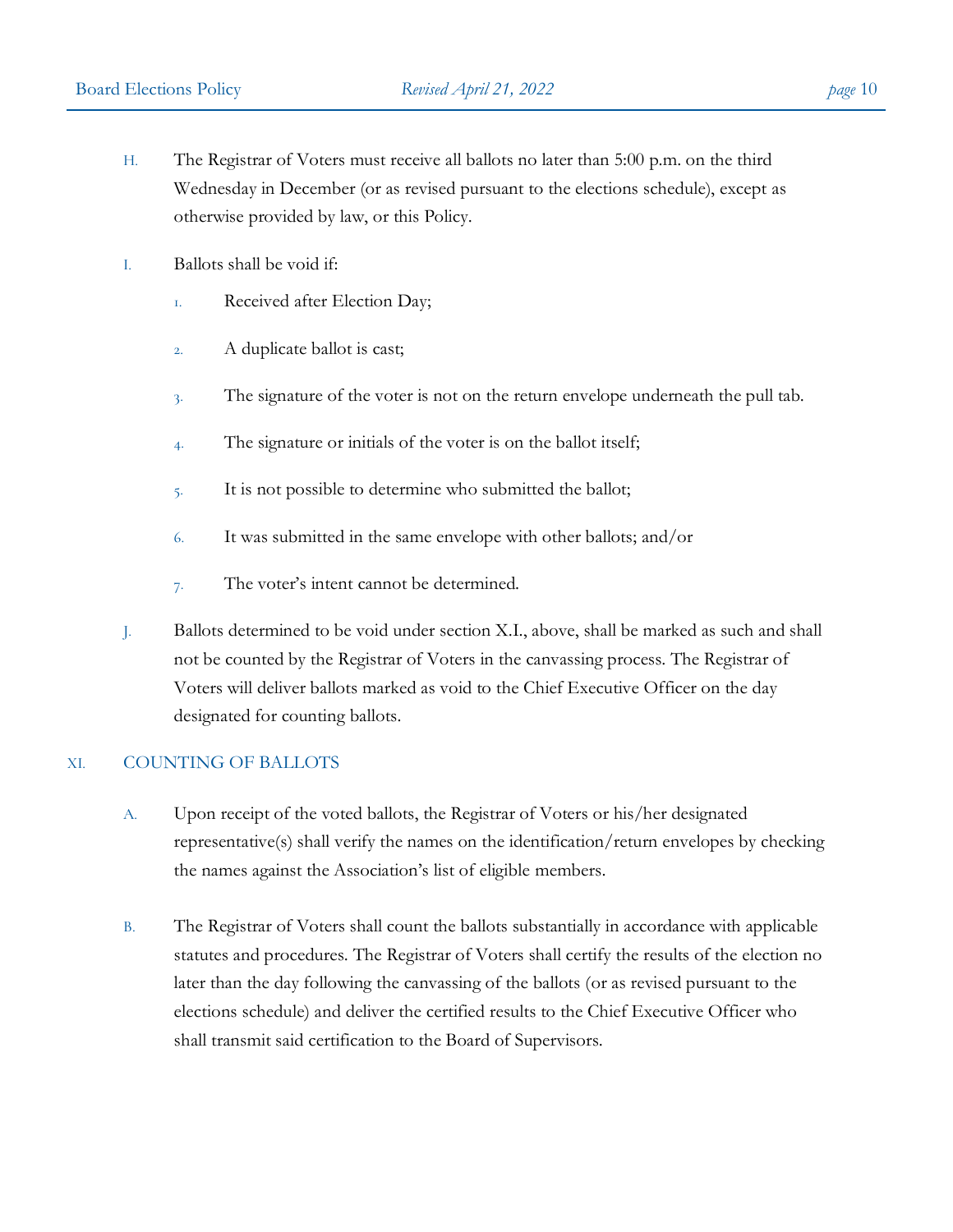H. The Registrar of Voters must receive all ballots no later than 5:00 p.m. on the third Wednesday in December (or as revised pursuant to the elections schedule), except as otherwise provided by law, or this Policy.

I. Ballots shall be void if:

1. Received after Election Day;
2. A duplicate ballot is cast;
3. The signature of the voter is not on the return envelope underneath the pull tab.
4. The signature or initials of the voter is on the ballot itself;
5. It is not possible to determine who submitted the ballot;
6. It was submitted in the same envelope with other ballots; and/or
7. The voter's intent cannot be determined.

J. Ballots determined to be void under section X.I., above, shall be marked as such and shall not be counted by the Registrar of Voters in the canvassing process. The Registrar of Voters will deliver ballots marked as void to the Chief Executive Officer on the day designated for counting ballots.

## XI. COUNTING OF BALLOTS

A. Upon receipt of the voted ballots, the Registrar of Voters or his/her designated representative(s) shall verify the names on the identification/return envelopes by checking the names against the Association's list of eligible members.

B. The Registrar of Voters shall count the ballots substantially in accordance with applicable statutes and procedures. The Registrar of Voters shall certify the results of the election no later than the day following the canvassing of the ballots (or as revised pursuant to the elections schedule) and deliver the certified results to the Chief Executive Officer who shall transmit said certification to the Board of Supervisors.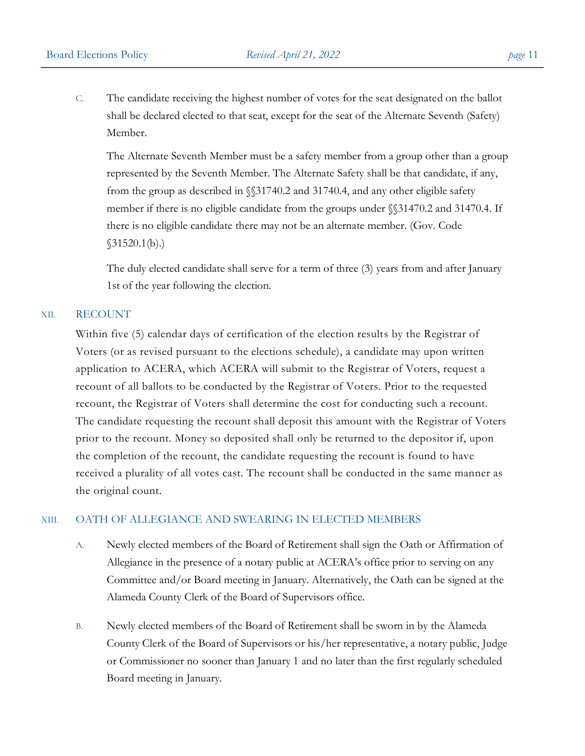C. The candidate receiving the highest number of votes for the seat designated on the ballot shall be declared elected to that seat, except for the seat of the Alternate Seventh (Safety) Member.

The Alternate Seventh Member must be a safety member from a group other than a group represented by the Seventh Member. The Alternate Safety shall be that candidate, if any, from the group as described in §§31740.2 and 31740.4, and any other eligible safety member if there is no eligible candidate from the groups under §§31470.2 and 31470.4. If there is no eligible candidate there may not be an alternate member. (Gov. Code §31520.1(b).)

The duly elected candidate shall serve for a term of three (3) years from and after January 1st of the year following the election.

## XII. RECOUNT

Within five (5) calendar days of certification of the election results by the Registrar of Voters (or as revised pursuant to the elections schedule), a candidate may upon written application to ACERA, which ACERA will submit to the Registrar of Voters, request a recount of all ballots to be conducted by the Registrar of Voters. Prior to the requested recount, the Registrar of Voters shall determine the cost for conducting such a recount. The candidate requesting the recount shall deposit this amount with the Registrar of Voters prior to the recount. Money so deposited shall only be returned to the depositor if, upon the completion of the recount, the candidate requesting the recount is found to have received a plurality of all votes cast. The recount shall be conducted in the same manner as the original count.

## XIII. OATH OF ALLEGIANCE AND SWEARING IN ELECTED MEMBERS

A. Newly elected members of the Board of Retirement shall sign the Oath or Affirmation of Allegiance in the presence of a notary public at ACERA's office prior to serving on any Committee and/or Board meeting in January. Alternatively, the Oath can be signed at the Alameda County Clerk of the Board of Supervisors office.

B. Newly elected members of the Board of Retirement shall be sworn in by the Alameda County Clerk of the Board of Supervisors or his/her representative, a notary public, Judge or Commissioner no sooner than January 1 and no later than the first regularly scheduled Board meeting in January.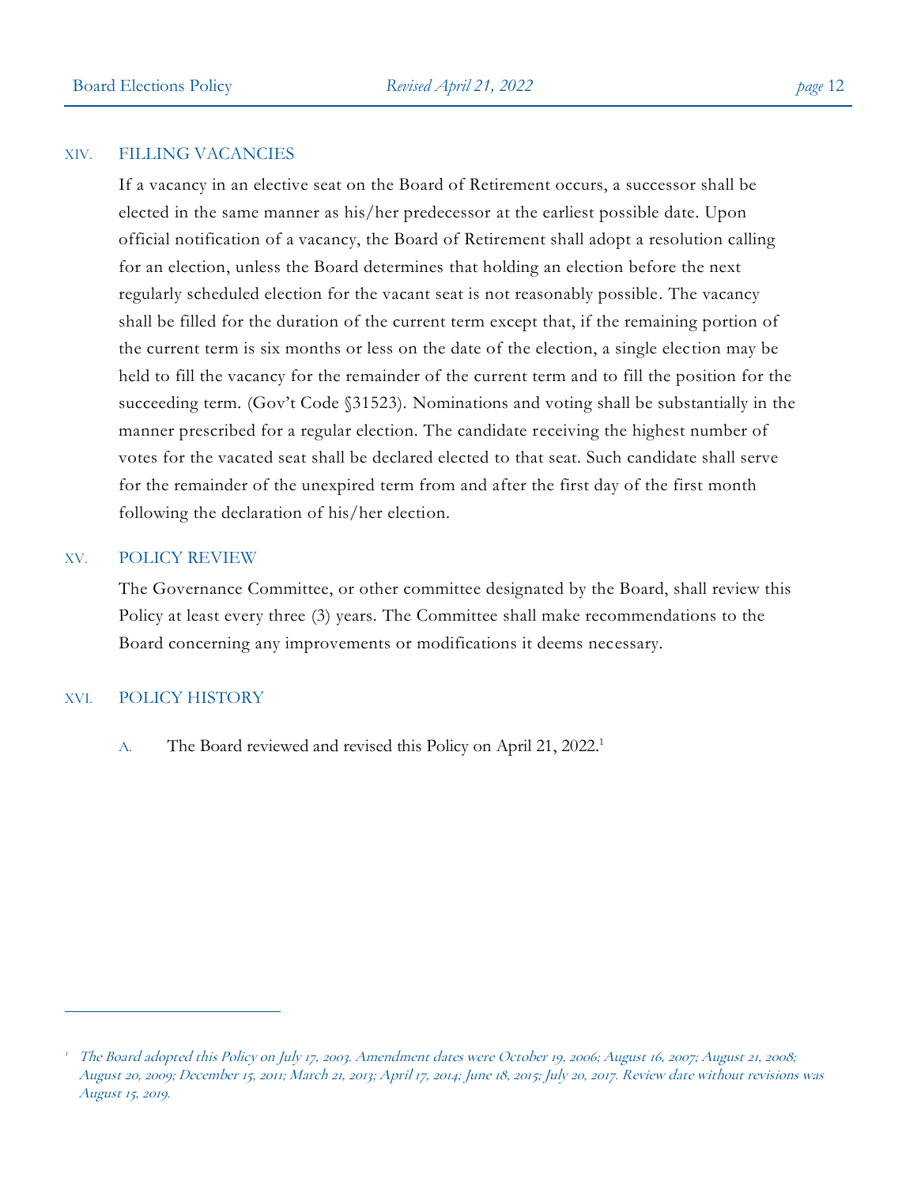## XIV. FILLING VACANCIES

If a vacancy in an elective seat on the Board of Retirement occurs, a successor shall be elected in the same manner as his/her predecessor at the earliest possible date. Upon official notification of a vacancy, the Board of Retirement shall adopt a resolution calling for an election, unless the Board determines that holding an election before the next regularly scheduled election for the vacant seat is not reasonably possible. The vacancy shall be filled for the duration of the current term except that, if the remaining portion of the current term is six months or less on the date of the election, a single election may be held to fill the vacancy for the remainder of the current term and to fill the position for the succeeding term. (Gov't Code §31523). Nominations and voting shall be substantially in the manner prescribed for a regular election. The candidate receiving the highest number of votes for the vacated seat shall be declared elected to that seat. Such candidate shall serve for the remainder of the unexpired term from and after the first day of the first month following the declaration of his/her election.

## XV. POLICY REVIEW

The Governance Committee, or other committee designated by the Board, shall review this Policy at least every three (3) years. The Committee shall make recommendations to the Board concerning any improvements or modifications it deems necessary.

## XVI. POLICY HISTORY

A. The Board reviewed and revised this Policy on April 21, 2022.[1]

---

[1] *The Board adopted this Policy on July 17, 2003. Amendment dates were October 19, 2006; August 16, 2007; August 21, 2008; August 20, 2009; December 15, 2011; March 21, 2013; April 17, 2014; June 18, 2015; July 20, 2017. Review date without revisions was August 15, 2019.*